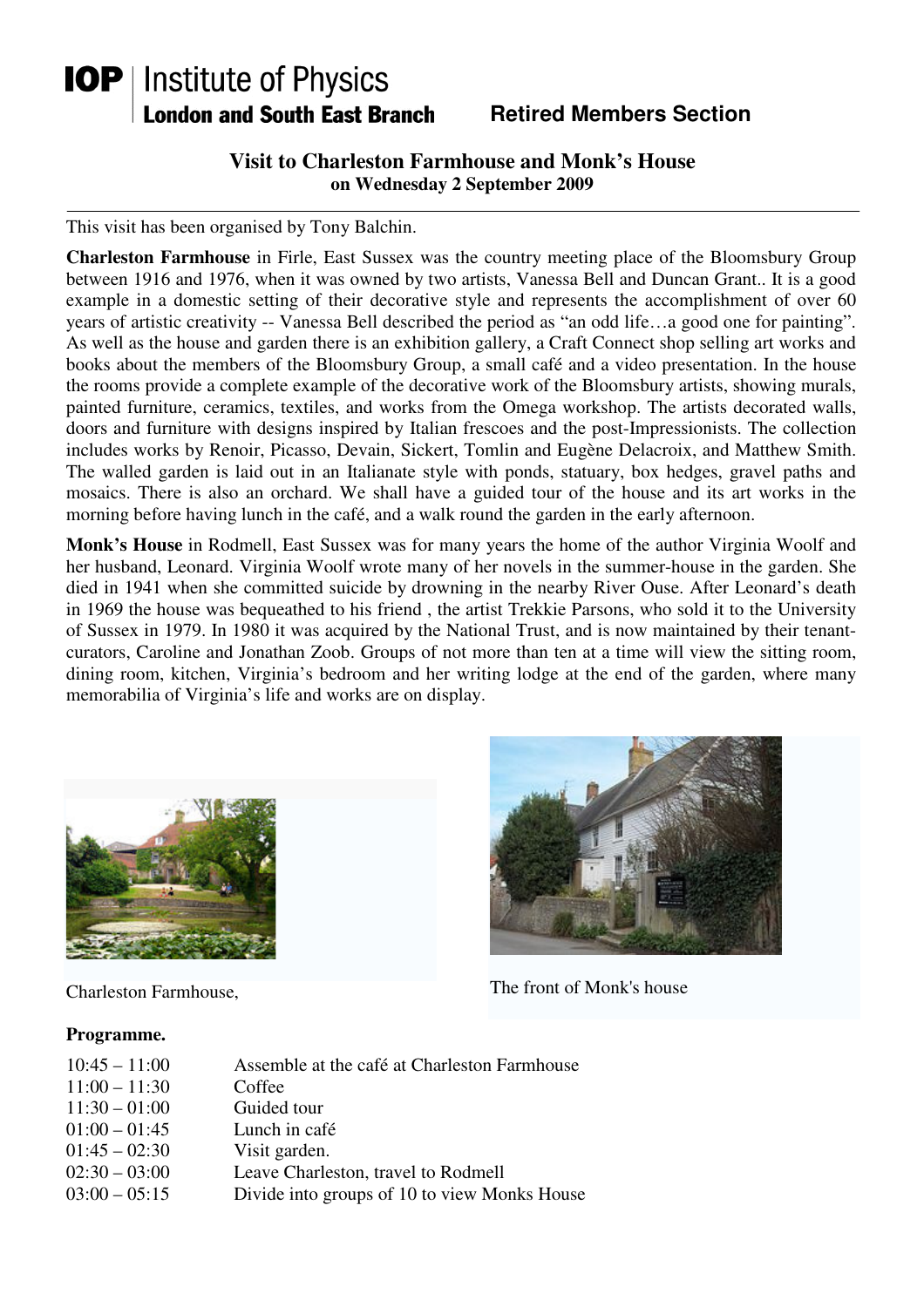**IOP** | Institute of Physics
**London and South East Branch** **Retired Members Section**

# Visit to Charleston Farmhouse and Monk's House
**on Wednesday 2 September 2009**

---

This visit has been organised by Tony Balchin.

**Charleston Farmhouse** in Firle, East Sussex was the country meeting place of the Bloomsbury Group between 1916 and 1976, when it was owned by two artists, Vanessa Bell and Duncan Grant.. It is a good example in a domestic setting of their decorative style and represents the accomplishment of over 60 years of artistic creativity -- Vanessa Bell described the period as "an odd life…a good one for painting". As well as the house and garden there is an exhibition gallery, a Craft Connect shop selling art works and books about the members of the Bloomsbury Group, a small café and a video presentation. In the house the rooms provide a complete example of the decorative work of the Bloomsbury artists, showing murals, painted furniture, ceramics, textiles, and works from the Omega workshop. The artists decorated walls, doors and furniture with designs inspired by Italian frescoes and the post-Impressionists. The collection includes works by Renoir, Picasso, Devain, Sickert, Tomlin and Eugène Delacroix, and Matthew Smith. The walled garden is laid out in an Italianate style with ponds, statuary, box hedges, gravel paths and mosaics. There is also an orchard. We shall have a guided tour of the house and its art works in the morning before having lunch in the café, and a walk round the garden in the early afternoon.

**Monk's House** in Rodmell, East Sussex was for many years the home of the author Virginia Woolf and her husband, Leonard. Virginia Woolf wrote many of her novels in the summer-house in the garden. She died in 1941 when she committed suicide by drowning in the nearby River Ouse. After Leonard's death in 1969 the house was bequeathed to his friend , the artist Trekkie Parsons, who sold it to the University of Sussex in 1979. In 1980 it was acquired by the National Trust, and is now maintained by their tenant-curators, Caroline and Jonathan Zoob. Groups of not more than ten at a time will view the sitting room, dining room, kitchen, Virginia's bedroom and her writing lodge at the end of the garden, where many memorabilia of Virginia's life and works are on display.

Charleston Farmhouse,

The front of Monk's house

**Programme.**

| | |
|---|---|
| 10:45 – 11:00 | Assemble at the café at Charleston Farmhouse |
| 11:00 – 11:30 | Coffee |
| 11:30 – 01:00 | Guided tour |
| 01:00 – 01:45 | Lunch in café |
| 01:45 – 02:30 | Visit garden. |
| 02:30 – 03:00 | Leave Charleston, travel to Rodmell |
| 03:00 – 05:15 | Divide into groups of 10 to view Monks House |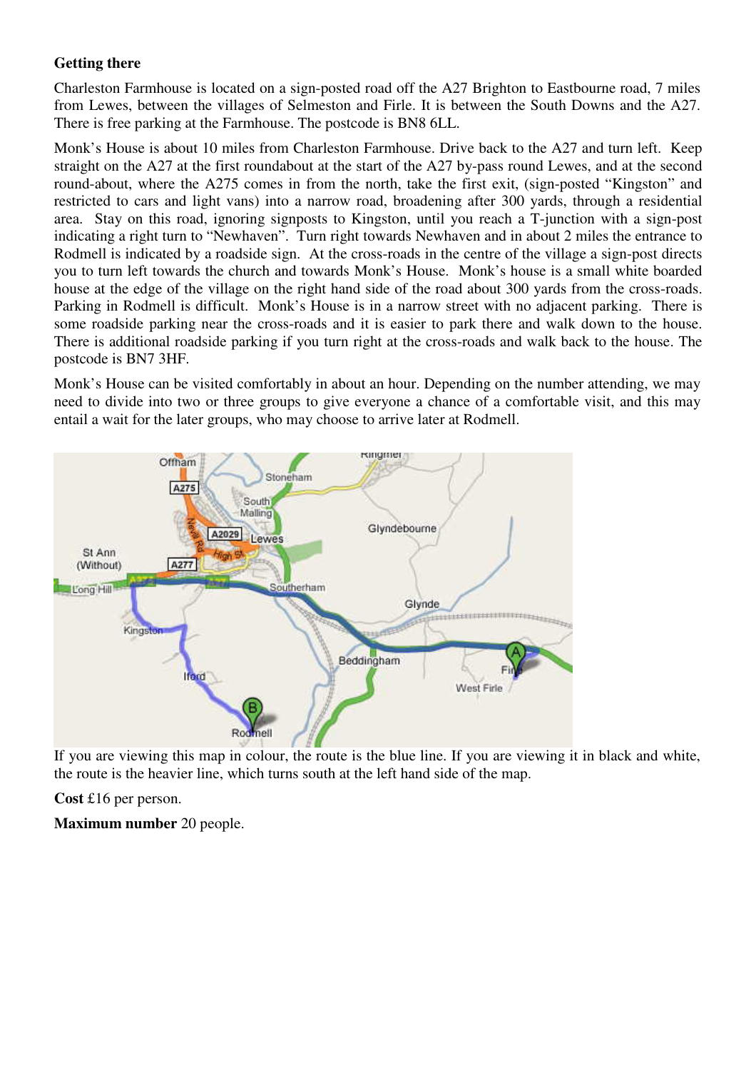**Getting there**

Charleston Farmhouse is located on a sign-posted road off the A27 Brighton to Eastbourne road, 7 miles from Lewes, between the villages of Selmeston and Firle. It is between the South Downs and the A27. There is free parking at the Farmhouse. The postcode is BN8 6LL.

Monk's House is about 10 miles from Charleston Farmhouse. Drive back to the A27 and turn left. Keep straight on the A27 at the first roundabout at the start of the A27 by-pass round Lewes, and at the second round-about, where the A275 comes in from the north, take the first exit, (sign-posted "Kingston" and restricted to cars and light vans) into a narrow road, broadening after 300 yards, through a residential area. Stay on this road, ignoring signposts to Kingston, until you reach a T-junction with a sign-post indicating a right turn to "Newhaven". Turn right towards Newhaven and in about 2 miles the entrance to Rodmell is indicated by a roadside sign. At the cross-roads in the centre of the village a sign-post directs you to turn left towards the church and towards Monk's House. Monk's house is a small white boarded house at the edge of the village on the right hand side of the road about 300 yards from the cross-roads. Parking in Rodmell is difficult. Monk's House is in a narrow street with no adjacent parking. There is some roadside parking near the cross-roads and it is easier to park there and walk down to the house. There is additional roadside parking if you turn right at the cross-roads and walk back to the house. The postcode is BN7 3HF.

Monk's House can be visited comfortably in about an hour. Depending on the number attending, we may need to divide into two or three groups to give everyone a chance of a comfortable visit, and this may entail a wait for the later groups, who may choose to arrive later at Rodmell.

Offham
A275
Stoneham
Ringmer
South Malling
A2029
Lewes
Nevill Rd
High St
Glyndebourne
St Ann (Without)
A277
Long Hill
A27
Southerham
Glynde
Kingston
Beddingham
A
Firle
West Firle
Iford
B
Rodmell

If you are viewing this map in colour, the route is the blue line. If you are viewing it in black and white, the route is the heavier line, which turns south at the left hand side of the map.

**Cost** £16 per person.

**Maximum number** 20 people.